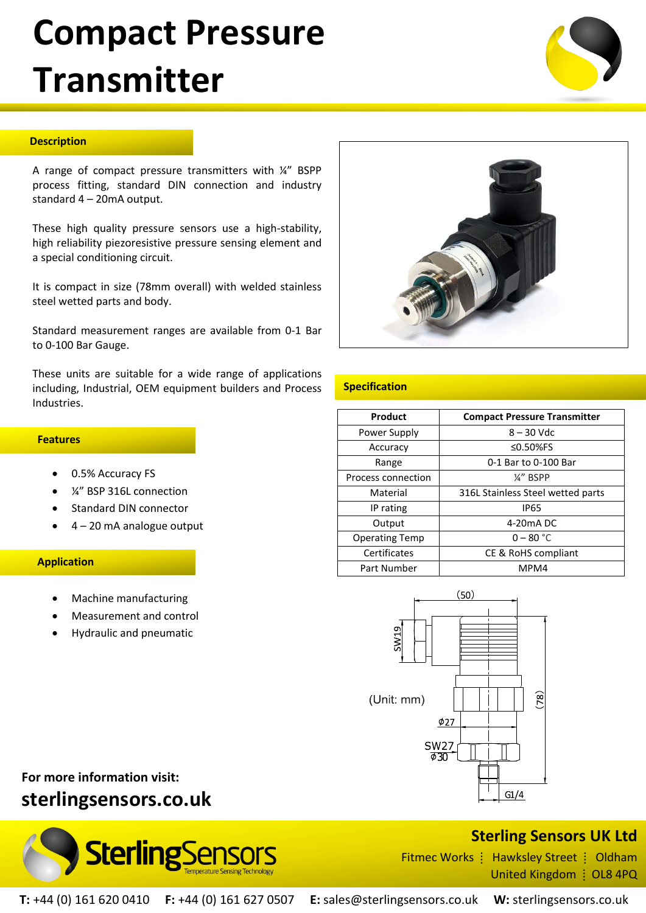# Compact Pressure Transmitter

## Description

A range of compact pressure transmitters with ¼" BSPP process fitting, standard DIN connection and industry standard 4 – 20mA output.

These high quality pressure sensors use a high-stability, high reliability piezoresistive pressure sensing element and a special conditioning circuit.

It is compact in size (78mm overall) with welded stainless steel wetted parts and body.

Standard measurement ranges are available from 0-1 Bar to 0-100 Bar Gauge.

These units are suitable for a wide range of applications including, Industrial, OEM equipment builders and Process Industries.

## Features

- 0.5% Accuracy FS
- ¼" BSP 316L connection
- Standard DIN connector
- 4 – 20 mA analogue output

## Application

- Machine manufacturing
- Measurement and control
- Hydraulic and pneumatic

## Specification

| Product | Compact Pressure Transmitter |
|---|---|
| Power Supply | 8 – 30 Vdc |
| Accuracy | ≤0.50%FS |
| Range | 0-1 Bar to 0-100 Bar |
| Process connection | ¼" BSPP |
| Material | 316L Stainless Steel wetted parts |
| IP rating | IP65 |
| Output | 4-20mA DC |
| Operating Temp | 0 – 80 °C |
| Certificates | CE & RoHS compliant |
| Part Number | MPM4 |

(50)
SW19
(Unit: mm)
(78)
ϕ27
SW27
ϕ30
G1/4

**For more information visit:**

**sterlingsensors.co.uk**

**Sterling Sensors UK Ltd**

Fitmec Works ⋮ Hawksley Street ⋮ Oldham

United Kingdom ⋮ OL8 4PQ

**T:** +44 (0) 161 620 0410 **F:** +44 (0) 161 627 0507 **E:** sales@sterlingsensors.co.uk **W:** sterlingsensors.co.uk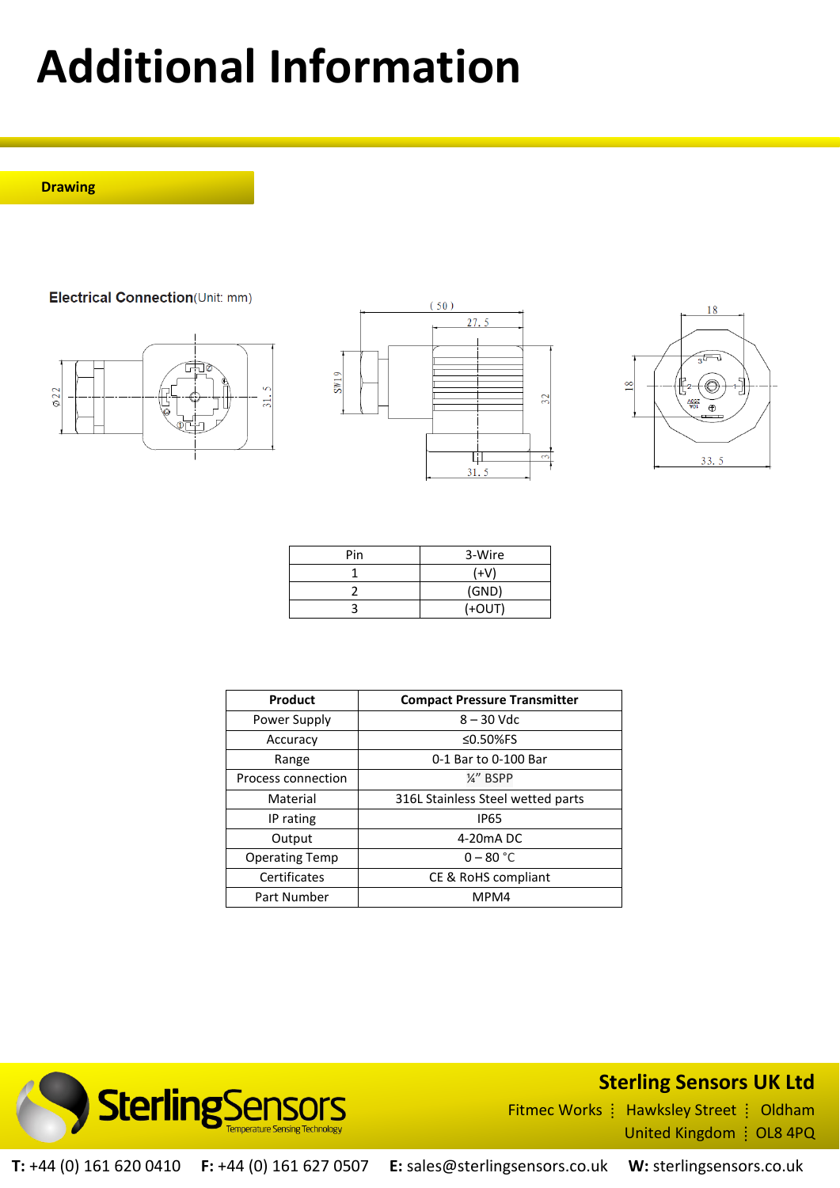# Additional Information

**Drawing**

Electrical Connection(Unit: mm)

Ø22

31.5

(50)

27.5

SW19

32

3

31.5

18

18

33.5

| Pin | 3-Wire |
|---|---|
| 1 | (+V) |
| 2 | (GND) |
| 3 | (+OUT) |

| **Product** | **Compact Pressure Transmitter** |
|---|---|
| Power Supply | 8 – 30 Vdc |
| Accuracy | ≤0.50%FS |
| Range | 0-1 Bar to 0-100 Bar |
| Process connection | ¼" BSPP |
| Material | 316L Stainless Steel wetted parts |
| IP rating | IP65 |
| Output | 4-20mA DC |
| Operating Temp | 0 – 80 °C |
| Certificates | CE & RoHS compliant |
| Part Number | MPM4 |

**Sterling Sensors UK Ltd**

Fitmec Works ⋮ Hawksley Street ⋮ Oldham
United Kingdom ⋮ OL8 4PQ

**T:** +44 (0) 161 620 0410 **F:** +44 (0) 161 627 0507 **E:** sales@sterlingsensors.co.uk **W:** sterlingsensors.co.uk